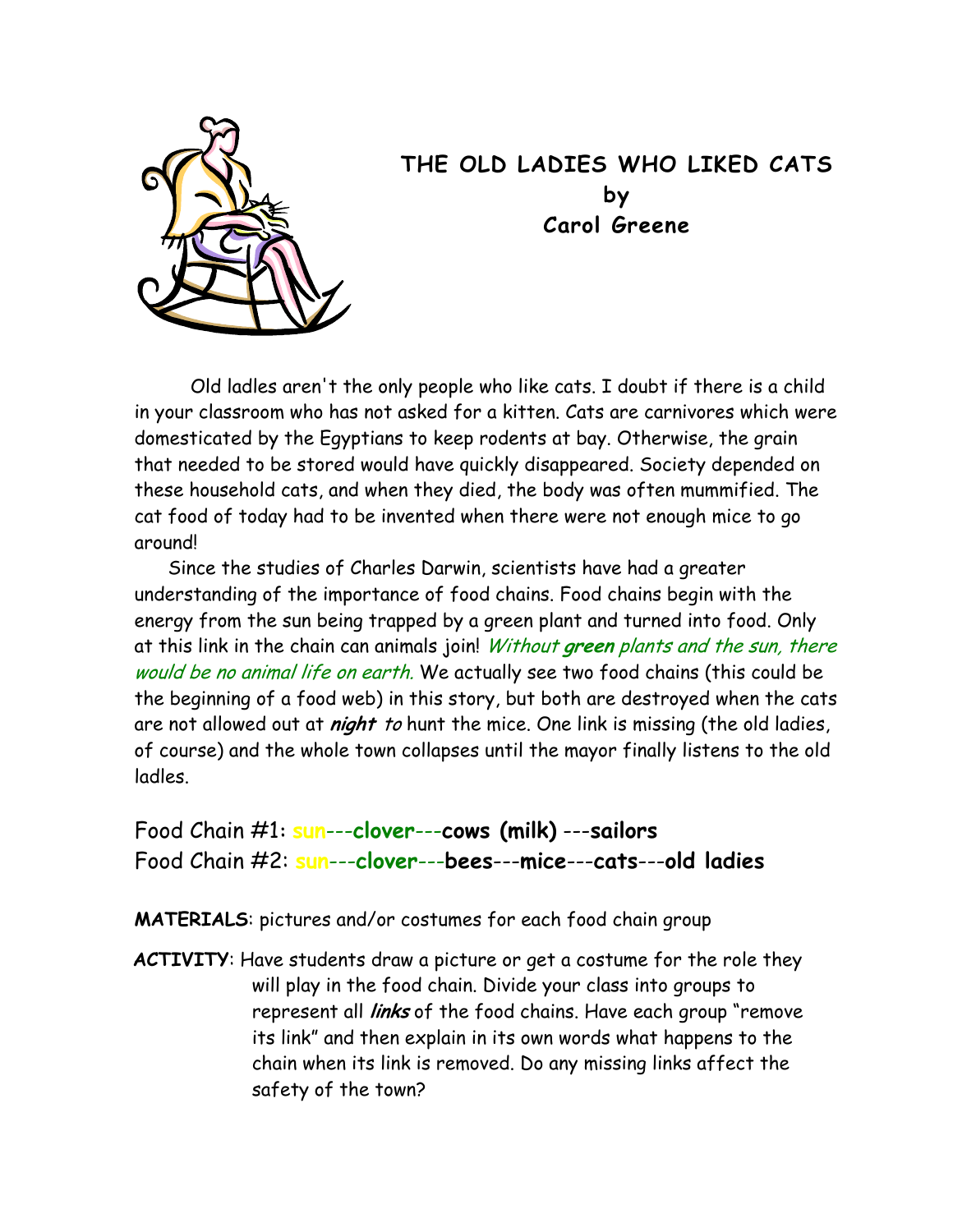# THE OLD LADIES WHO LIKED CATS
### by
### Carol Greene

Old ladies aren't the only people who like cats. I doubt if there is a child in your classroom who has not asked for a kitten. Cats are carnivores which were domesticated by the Egyptians to keep rodents at bay. Otherwise, the grain that needed to be stored would have quickly disappeared. Society depended on these household cats, and when they died, the body was often mummified. The cat food of today had to be invented when there were not enough mice to go around!

Since the studies of Charles Darwin, scientists have had a greater understanding of the importance of food chains. Food chains begin with the energy from the sun being trapped by a green plant and turned into food. Only at this link in the chain can animals join! *Without **green** plants and the sun, there would be no animal life on earth.* We actually see two food chains (this could be the beginning of a food web) in this story, but both are destroyed when the cats are not allowed out at ***night*** *to* hunt the mice. One link is missing (the old ladies, of course) and the whole town collapses until the mayor finally listens to the old ladies.

Food Chain #1: **sun**---**clover**---**cows (milk)** ---**sailors**
Food Chain #2: **sun**---**clover**---**bees**---**mice**---**cats**---**old ladies**

**MATERIALS**: pictures and/or costumes for each food chain group

**ACTIVITY**: Have students draw a picture or get a costume for the role they will play in the food chain. Divide your class into groups to represent all ***links*** of the food chains. Have each group "remove its link" and then explain in its own words what happens to the chain when its link is removed. Do any missing links affect the safety of the town?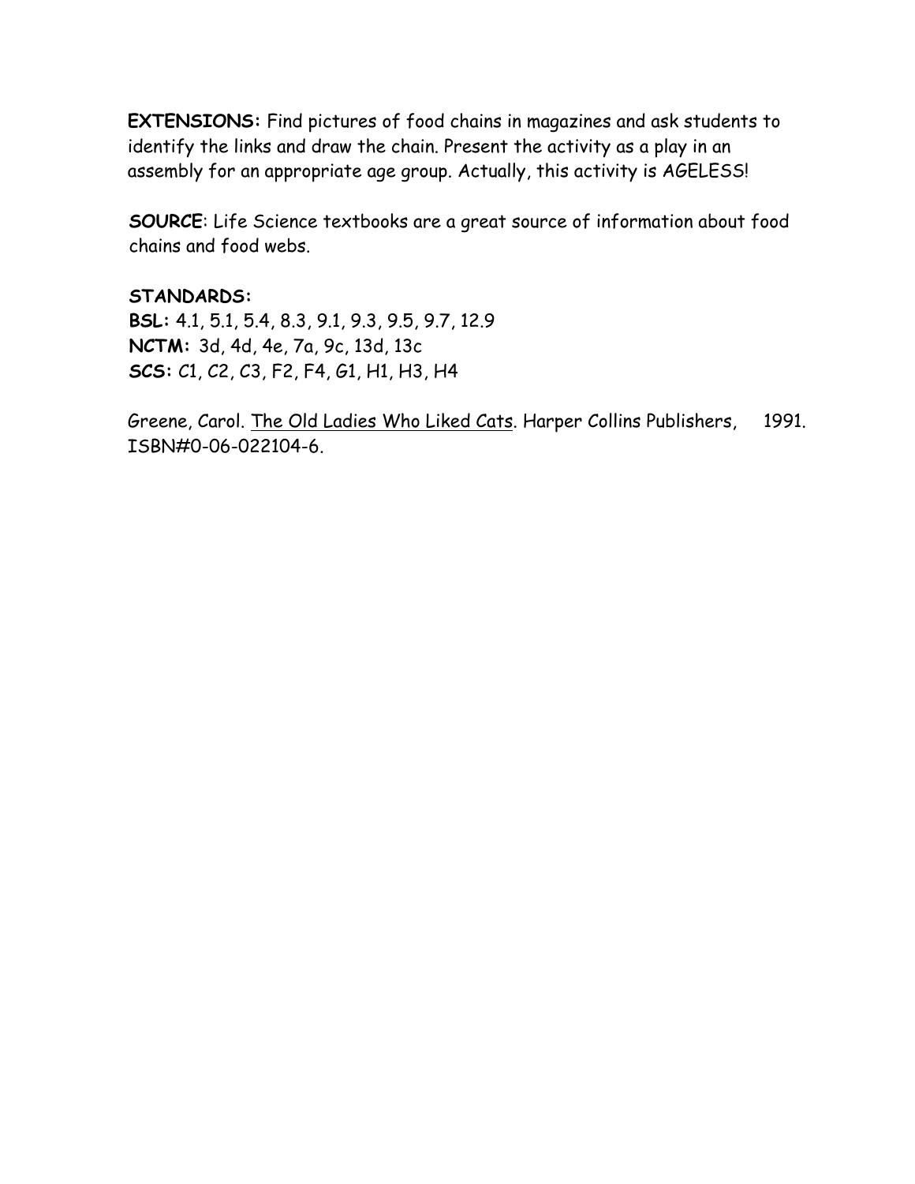**EXTENSIONS:** Find pictures of food chains in magazines and ask students to identify the links and draw the chain. Present the activity as a play in an assembly for an appropriate age group. Actually, this activity is AGELESS!

**SOURCE**: Life Science textbooks are a great source of information about food chains and food webs.

**STANDARDS:**
**BSL:** 4.1, 5.1, 5.4, 8.3, 9.1, 9.3, 9.5, 9.7, 12.9
**NCTM:** 3d, 4d, 4e, 7a, 9c, 13d, 13c
**SCS:** C1, C2, C3, F2, F4, G1, H1, H3, H4

Greene, Carol. The Old Ladies Who Liked Cats. Harper Collins Publishers, 1991. ISBN#0-06-022104-6.